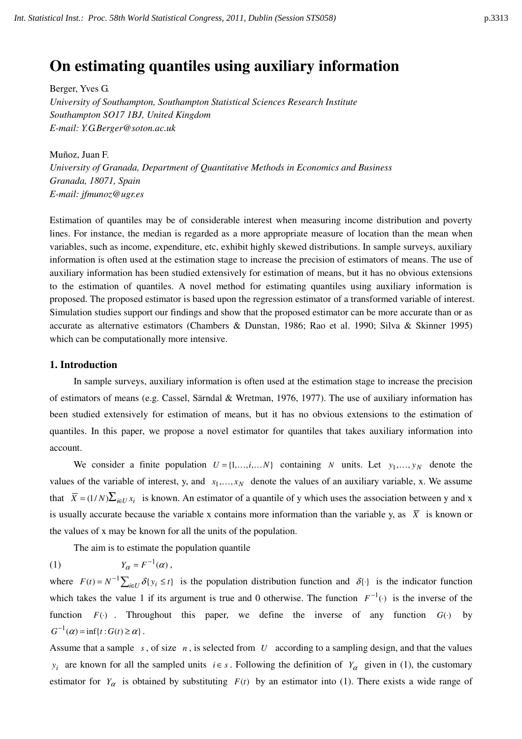# On estimating quantiles using auxiliary information

Berger, Yves G.
*University of Southampton, Southampton Statistical Sciences Research Institute*
*Southampton SO17 1BJ, United Kingdom*
*E-mail: Y.G.Berger@soton.ac.uk*

Muñoz, Juan F.
*University of Granada, Department of Quantitative Methods in Economics and Business*
*Granada, 18071, Spain*
*E-mail: jfmunoz@ugr.es*

Estimation of quantiles may be of considerable interest when measuring income distribution and poverty lines. For instance, the median is regarded as a more appropriate measure of location than the mean when variables, such as income, expenditure, etc, exhibit highly skewed distributions. In sample surveys, auxiliary information is often used at the estimation stage to increase the precision of estimators of means. The use of auxiliary information has been studied extensively for estimation of means, but it has no obvious extensions to the estimation of quantiles. A novel method for estimating quantiles using auxiliary information is proposed. The proposed estimator is based upon the regression estimator of a transformed variable of interest. Simulation studies support our findings and show that the proposed estimator can be more accurate than or as accurate as alternative estimators (Chambers & Dunstan, 1986; Rao et al. 1990; Silva & Skinner 1995) which can be computationally more intensive.

## 1. Introduction

In sample surveys, auxiliary information is often used at the estimation stage to increase the precision of estimators of means (e.g. Cassel, Särndal & Wretman, 1976, 1977). The use of auxiliary information has been studied extensively for estimation of means, but it has no obvious extensions to the estimation of quantiles. In this paper, we propose a novel estimator for quantiles that takes auxiliary information into account.

We consider a finite population $U = \{1,\ldots,i,\ldots N\}$ containing $N$ units. Let $y_1,\ldots,y_N$ denote the values of the variable of interest, y, and $x_1,\ldots,x_N$ denote the values of an auxiliary variable, x. We assume that $\overline{X} = (1/N)\sum_{i\in U} x_i$ is known. An estimator of a quantile of y which uses the association between y and x is usually accurate because the variable x contains more information than the variable y, as $\overline{X}$ is known or the values of x may be known for all the units of the population.

The aim is to estimate the population quantile

$$Y_\alpha = F^{-1}(\alpha)\,, \qquad (1)$$

where $F(t) = N^{-1}\sum_{i\in U}\delta\{y_i \le t\}$ is the population distribution function and $\delta\{\cdot\}$ is the indicator function which takes the value 1 if its argument is true and 0 otherwise. The function $F^{-1}(\cdot)$ is the inverse of the function $F(\cdot)$. Throughout this paper, we define the inverse of any function $G(\cdot)$ by $G^{-1}(\alpha) = \inf\{t : G(t) \ge \alpha\}$.

Assume that a sample $s$, of size $n$, is selected from $U$ according to a sampling design, and that the values $y_i$ are known for all the sampled units $i \in s$. Following the definition of $Y_\alpha$ given in (1), the customary estimator for $Y_\alpha$ is obtained by substituting $F(t)$ by an estimator into (1). There exists a wide range of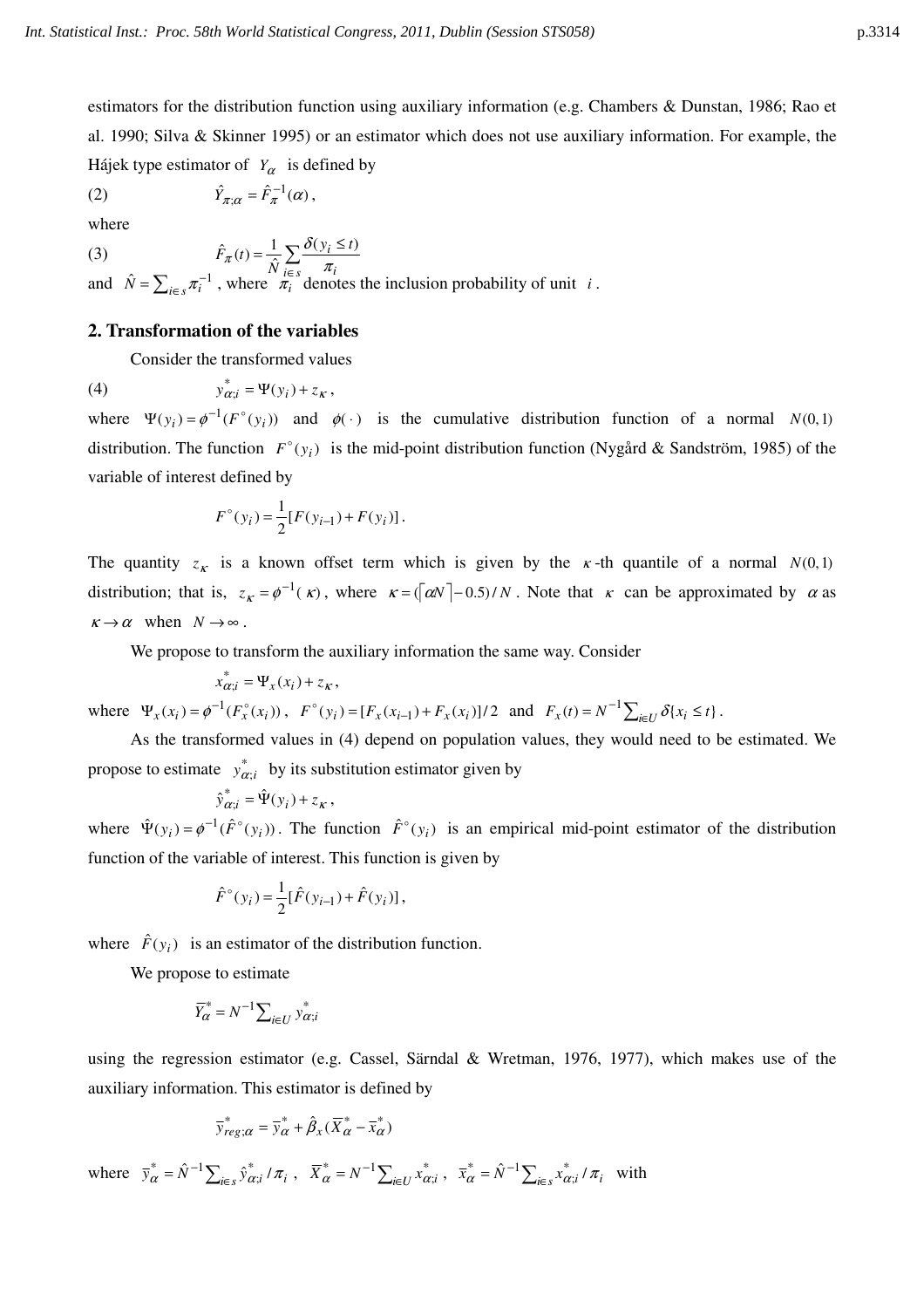estimators for the distribution function using auxiliary information (e.g. Chambers & Dunstan, 1986; Rao et al. 1990; Silva & Skinner 1995) or an estimator which does not use auxiliary information. For example, the Hájek type estimator of $Y_\alpha$ is defined by

(2) $$\hat{Y}_{\pi;\alpha} = \hat{F}_\pi^{-1}(\alpha),$$

where

(3) $$\hat{F}_\pi(t) = \frac{1}{\hat{N}} \sum_{i \in s} \frac{\delta(y_i \leq t)}{\pi_i}$$

and $\hat{N} = \sum_{i \in s} \pi_i^{-1}$, where $\pi_i$ denotes the inclusion probability of unit $i$.

## 2. Transformation of the variables

Consider the transformed values

(4) $$y_{\alpha;i}^* = \Psi(y_i) + z_\kappa,$$

where $\Psi(y_i) = \phi^{-1}(F^\circ(y_i))$ and $\phi(\cdot)$ is the cumulative distribution function of a normal $N(0,1)$ distribution. The function $F^\circ(y_i)$ is the mid-point distribution function (Nygård & Sandström, 1985) of the variable of interest defined by

$$F^\circ(y_i) = \frac{1}{2}[F(y_{i-1}) + F(y_i)].$$

The quantity $z_\kappa$ is a known offset term which is given by the $\kappa$-th quantile of a normal $N(0,1)$ distribution; that is, $z_\kappa = \phi^{-1}(\kappa)$, where $\kappa = (\lceil \alpha N \rceil - 0.5)/N$. Note that $\kappa$ can be approximated by $\alpha$ as $\kappa \to \alpha$ when $N \to \infty$.

We propose to transform the auxiliary information the same way. Consider

$$x_{\alpha;i}^* = \Psi_x(x_i) + z_\kappa,$$

where $\Psi_x(x_i) = \phi^{-1}(F_x^\circ(x_i))$, $F^\circ(y_i) = [F_x(x_{i-1}) + F_x(x_i)]/2$ and $F_x(t) = N^{-1}\sum_{i \in U} \delta\{x_i \leq t\}$.

As the transformed values in (4) depend on population values, they would need to be estimated. We propose to estimate $y_{\alpha;i}^*$ by its substitution estimator given by

$$\hat{y}_{\alpha;i}^* = \hat{\Psi}(y_i) + z_\kappa,$$

where $\hat{\Psi}(y_i) = \phi^{-1}(\hat{F}^\circ(y_i))$. The function $\hat{F}^\circ(y_i)$ is an empirical mid-point estimator of the distribution function of the variable of interest. This function is given by

$$\hat{F}^\circ(y_i) = \frac{1}{2}[\hat{F}(y_{i-1}) + \hat{F}(y_i)],$$

where $\hat{F}(y_i)$ is an estimator of the distribution function.

We propose to estimate

$$\overline{Y}_\alpha^* = N^{-1}\sum_{i \in U} y_{\alpha;i}^*$$

using the regression estimator (e.g. Cassel, Särndal & Wretman, 1976, 1977), which makes use of the auxiliary information. This estimator is defined by

$$\overline{y}_{reg;\alpha}^* = \overline{y}_\alpha^* + \hat{\beta}_x(\overline{X}_\alpha^* - \overline{x}_\alpha^*)$$

where $\overline{y}_\alpha^* = \hat{N}^{-1}\sum_{i \in s} \hat{y}_{\alpha;i}^* / \pi_i$, $\overline{X}_\alpha^* = N^{-1}\sum_{i \in U} x_{\alpha;i}^*$, $\overline{x}_\alpha^* = \hat{N}^{-1}\sum_{i \in s} x_{\alpha;i}^* / \pi_i$ with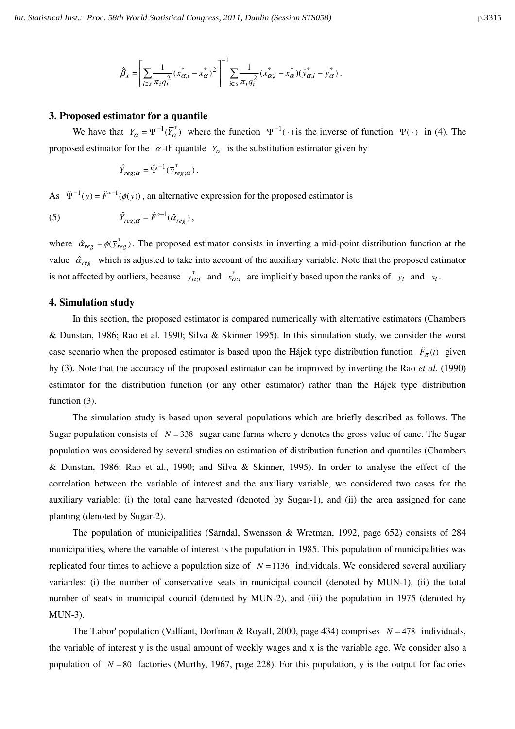$$\hat{\beta}_x = \left[ \sum_{i \in s} \frac{1}{\pi_i q_i^2} (x^*_{\alpha;i} - \bar{x}^*_{\alpha})^2 \right]^{-1} \sum_{i \in s} \frac{1}{\pi_i q_i^2} (x^*_{\alpha;i} - \bar{x}^*_{\alpha})(\hat{y}^*_{\alpha;i} - \bar{y}^*_{\alpha}) .$$

## 3. Proposed estimator for a quantile

We have that $Y_\alpha = \Psi^{-1}(\bar{Y}^*_\alpha)$ where the function $\Psi^{-1}(\cdot)$ is the inverse of function $\Psi(\cdot)$ in (4). The proposed estimator for the $\alpha$-th quantile $Y_\alpha$ is the substitution estimator given by

$$\hat{Y}_{reg;\alpha} = \hat{\Psi}^{-1}(\bar{y}^*_{reg;\alpha}) .$$

As $\hat{\Psi}^{-1}(y) = \hat{F}^{\circ -1}(\phi(y))$, an alternative expression for the proposed estimator is

$$\hat{Y}_{reg;\alpha} = \hat{F}^{\circ -1}(\hat{\alpha}_{reg}) , \tag{5}$$

where $\hat{\alpha}_{reg} = \phi(\bar{y}^*_{reg})$. The proposed estimator consists in inverting a mid-point distribution function at the value $\hat{\alpha}_{reg}$ which is adjusted to take into account of the auxiliary variable. Note that the proposed estimator is not affected by outliers, because $y^*_{\alpha;i}$ and $x^*_{\alpha;i}$ are implicitly based upon the ranks of $y_i$ and $x_i$.

## 4. Simulation study

In this section, the proposed estimator is compared numerically with alternative estimators (Chambers & Dunstan, 1986; Rao et al. 1990; Silva & Skinner 1995). In this simulation study, we consider the worst case scenario when the proposed estimator is based upon the Hájek type distribution function $\hat{F}_\pi(t)$ given by (3). Note that the accuracy of the proposed estimator can be improved by inverting the Rao *et al*. (1990) estimator for the distribution function (or any other estimator) rather than the Hájek type distribution function (3).

The simulation study is based upon several populations which are briefly described as follows. The Sugar population consists of $N = 338$ sugar cane farms where y denotes the gross value of cane. The Sugar population was considered by several studies on estimation of distribution function and quantiles (Chambers & Dunstan, 1986; Rao et al., 1990; and Silva & Skinner, 1995). In order to analyse the effect of the correlation between the variable of interest and the auxiliary variable, we considered two cases for the auxiliary variable: (i) the total cane harvested (denoted by Sugar-1), and (ii) the area assigned for cane planting (denoted by Sugar-2).

The population of municipalities (Särndal, Swensson & Wretman, 1992, page 652) consists of 284 municipalities, where the variable of interest is the population in 1985. This population of municipalities was replicated four times to achieve a population size of $N = 1136$ individuals. We considered several auxiliary variables: (i) the number of conservative seats in municipal council (denoted by MUN-1), (ii) the total number of seats in municipal council (denoted by MUN-2), and (iii) the population in 1975 (denoted by MUN-3).

The 'Labor' population (Valliant, Dorfman & Royall, 2000, page 434) comprises $N = 478$ individuals, the variable of interest y is the usual amount of weekly wages and x is the variable age. We consider also a population of $N = 80$ factories (Murthy, 1967, page 228). For this population, y is the output for factories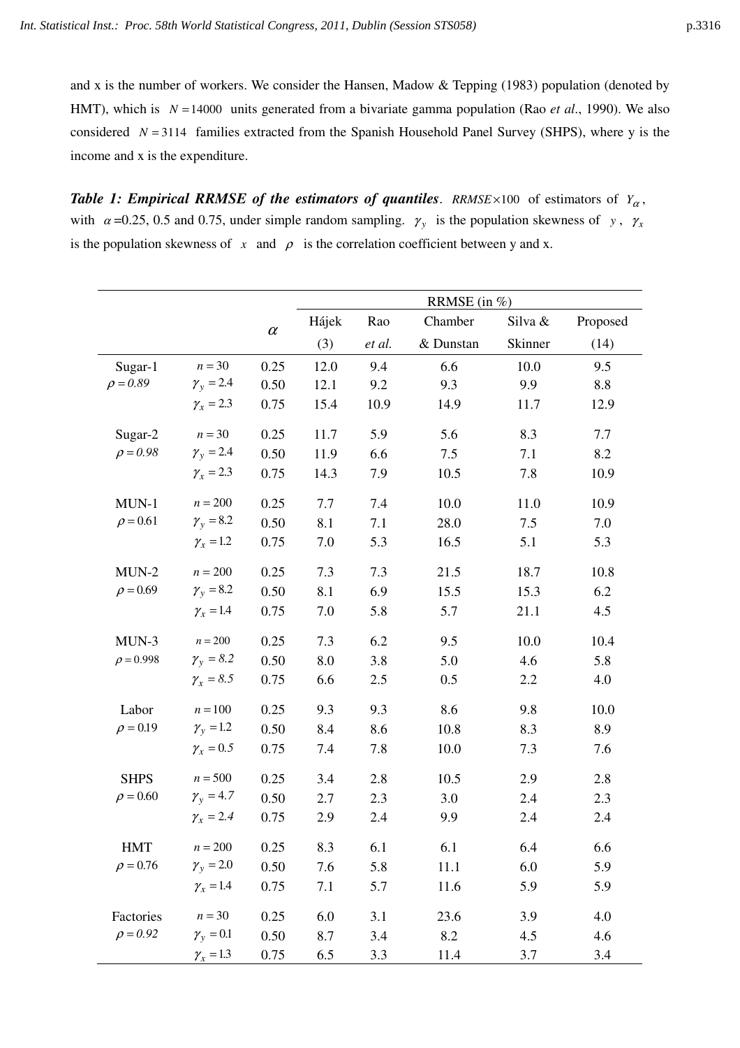and x is the number of workers. We consider the Hansen, Madow & Tepping (1983) population (denoted by HMT), which is $N = 14000$ units generated from a bivariate gamma population (Rao *et al*., 1990). We also considered $N = 3114$ families extracted from the Spanish Household Panel Survey (SHPS), where y is the income and x is the expenditure.

***Table 1: Empirical RRMSE of the estimators of quantiles***. $RRMSE \times 100$ of estimators of $Y_\alpha$, with $\alpha$=0.25, 0.5 and 0.75, under simple random sampling. $\gamma_y$ is the population skewness of $y$, $\gamma_x$ is the population skewness of $x$ and $\rho$ is the correlation coefficient between y and x.

| | | $\alpha$ | RRMSE (in %) | | | | |
|---|---|---|---|---|---|---|---|
| | | | Hájek (3) | Rao *et al.* | Chamber & Dunstan | Silva & Skinner | Proposed (14) |
| Sugar-1 | $n = 30$ | 0.25 | 12.0 | 9.4 | 6.6 | 10.0 | 9.5 |
| $\rho = 0.89$ | $\gamma_y = 2.4$ | 0.50 | 12.1 | 9.2 | 9.3 | 9.9 | 8.8 |
| | $\gamma_x = 2.3$ | 0.75 | 15.4 | 10.9 | 14.9 | 11.7 | 12.9 |
| Sugar-2 | $n = 30$ | 0.25 | 11.7 | 5.9 | 5.6 | 8.3 | 7.7 |
| $\rho = 0.98$ | $\gamma_y = 2.4$ | 0.50 | 11.9 | 6.6 | 7.5 | 7.1 | 8.2 |
| | $\gamma_x = 2.3$ | 0.75 | 14.3 | 7.9 | 10.5 | 7.8 | 10.9 |
| MUN-1 | $n = 200$ | 0.25 | 7.7 | 7.4 | 10.0 | 11.0 | 10.9 |
| $\rho = 0.61$ | $\gamma_y = 8.2$ | 0.50 | 8.1 | 7.1 | 28.0 | 7.5 | 7.0 |
| | $\gamma_x = 1.2$ | 0.75 | 7.0 | 5.3 | 16.5 | 5.1 | 5.3 |
| MUN-2 | $n = 200$ | 0.25 | 7.3 | 7.3 | 21.5 | 18.7 | 10.8 |
| $\rho = 0.69$ | $\gamma_y = 8.2$ | 0.50 | 8.1 | 6.9 | 15.5 | 15.3 | 6.2 |
| | $\gamma_x = 1.4$ | 0.75 | 7.0 | 5.8 | 5.7 | 21.1 | 4.5 |
| MUN-3 | $n = 200$ | 0.25 | 7.3 | 6.2 | 9.5 | 10.0 | 10.4 |
| $\rho = 0.998$ | $\gamma_y = 8.2$ | 0.50 | 8.0 | 3.8 | 5.0 | 4.6 | 5.8 |
| | $\gamma_x = 8.5$ | 0.75 | 6.6 | 2.5 | 0.5 | 2.2 | 4.0 |
| Labor | $n = 100$ | 0.25 | 9.3 | 9.3 | 8.6 | 9.8 | 10.0 |
| $\rho = 0.19$ | $\gamma_y = 1.2$ | 0.50 | 8.4 | 8.6 | 10.8 | 8.3 | 8.9 |
| | $\gamma_x = 0.5$ | 0.75 | 7.4 | 7.8 | 10.0 | 7.3 | 7.6 |
| SHPS | $n = 500$ | 0.25 | 3.4 | 2.8 | 10.5 | 2.9 | 2.8 |
| $\rho = 0.60$ | $\gamma_y = 4.7$ | 0.50 | 2.7 | 2.3 | 3.0 | 2.4 | 2.3 |
| | $\gamma_x = 2.4$ | 0.75 | 2.9 | 2.4 | 9.9 | 2.4 | 2.4 |
| HMT | $n = 200$ | 0.25 | 8.3 | 6.1 | 6.1 | 6.4 | 6.6 |
| $\rho = 0.76$ | $\gamma_y = 2.0$ | 0.50 | 7.6 | 5.8 | 11.1 | 6.0 | 5.9 |
| | $\gamma_x = 1.4$ | 0.75 | 7.1 | 5.7 | 11.6 | 5.9 | 5.9 |
| Factories | $n = 30$ | 0.25 | 6.0 | 3.1 | 23.6 | 3.9 | 4.0 |
| $\rho = 0.92$ | $\gamma_y = 0.1$ | 0.50 | 8.7 | 3.4 | 8.2 | 4.5 | 4.6 |
| | $\gamma_x = 1.3$ | 0.75 | 6.5 | 3.3 | 11.4 | 3.7 | 3.4 |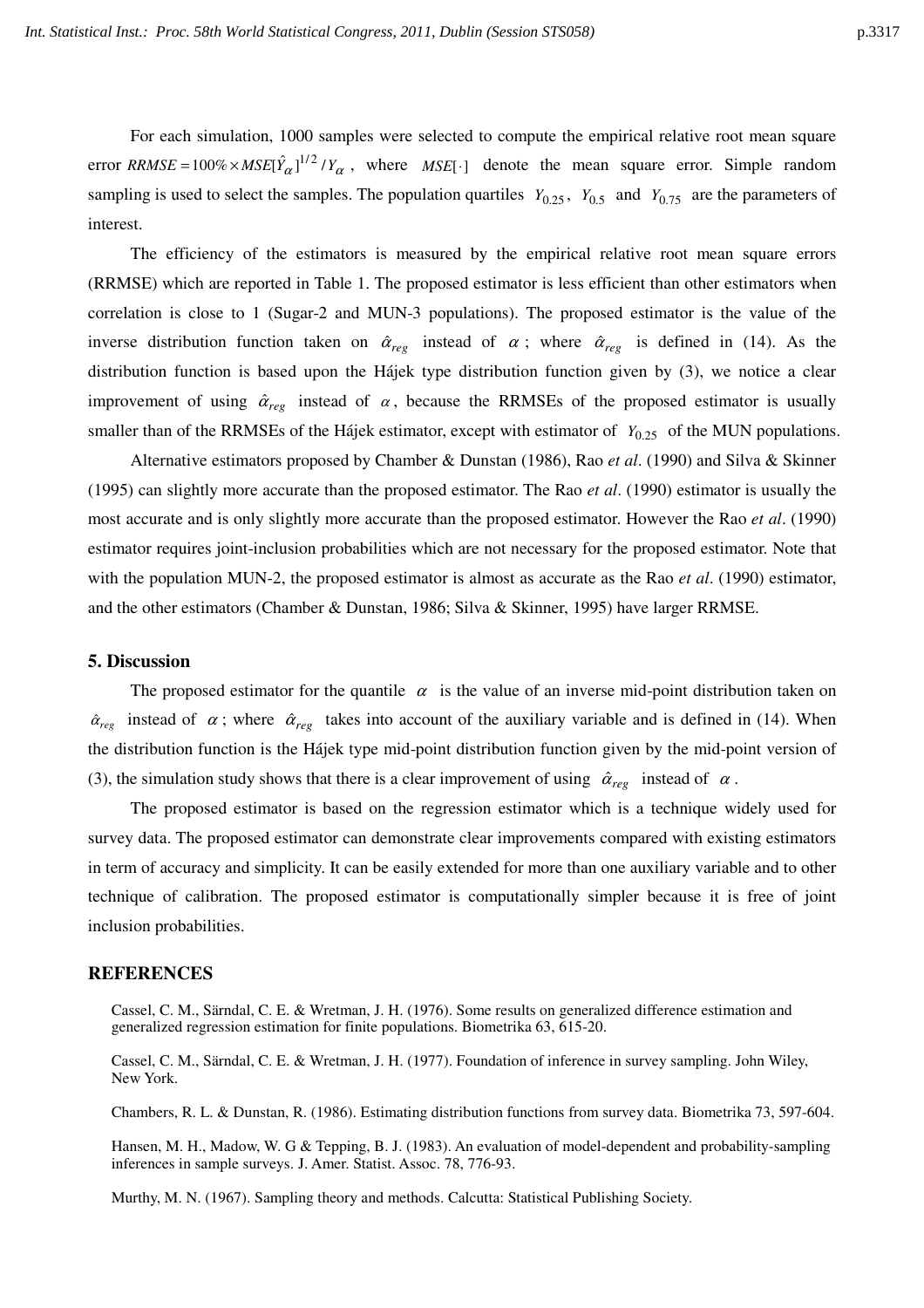For each simulation, 1000 samples were selected to compute the empirical relative root mean square error $RRMSE = 100\% \times MSE[\hat{Y}_\alpha]^{1/2} / Y_\alpha$, where $MSE[\cdot]$ denote the mean square error. Simple random sampling is used to select the samples. The population quartiles $Y_{0.25}$, $Y_{0.5}$ and $Y_{0.75}$ are the parameters of interest.

The efficiency of the estimators is measured by the empirical relative root mean square errors (RRMSE) which are reported in Table 1. The proposed estimator is less efficient than other estimators when correlation is close to 1 (Sugar-2 and MUN-3 populations). The proposed estimator is the value of the inverse distribution function taken on $\hat{\alpha}_{reg}$ instead of $\alpha$; where $\hat{\alpha}_{reg}$ is defined in (14). As the distribution function is based upon the Hájek type distribution function given by (3), we notice a clear improvement of using $\hat{\alpha}_{reg}$ instead of $\alpha$, because the RRMSEs of the proposed estimator is usually smaller than of the RRMSEs of the Hájek estimator, except with estimator of $Y_{0.25}$ of the MUN populations.

Alternative estimators proposed by Chamber & Dunstan (1986), Rao *et al*. (1990) and Silva & Skinner (1995) can slightly more accurate than the proposed estimator. The Rao *et al*. (1990) estimator is usually the most accurate and is only slightly more accurate than the proposed estimator. However the Rao *et al*. (1990) estimator requires joint-inclusion probabilities which are not necessary for the proposed estimator. Note that with the population MUN-2, the proposed estimator is almost as accurate as the Rao *et al*. (1990) estimator, and the other estimators (Chamber & Dunstan, 1986; Silva & Skinner, 1995) have larger RRMSE.

## 5. Discussion

The proposed estimator for the quantile $\alpha$ is the value of an inverse mid-point distribution taken on $\hat{\alpha}_{reg}$ instead of $\alpha$; where $\hat{\alpha}_{reg}$ takes into account of the auxiliary variable and is defined in (14). When the distribution function is the Hájek type mid-point distribution function given by the mid-point version of (3), the simulation study shows that there is a clear improvement of using $\hat{\alpha}_{reg}$ instead of $\alpha$.

The proposed estimator is based on the regression estimator which is a technique widely used for survey data. The proposed estimator can demonstrate clear improvements compared with existing estimators in term of accuracy and simplicity. It can be easily extended for more than one auxiliary variable and to other technique of calibration. The proposed estimator is computationally simpler because it is free of joint inclusion probabilities.

## REFERENCES

Cassel, C. M., Särndal, C. E. & Wretman, J. H. (1976). Some results on generalized difference estimation and generalized regression estimation for finite populations. Biometrika 63, 615-20.

Cassel, C. M., Särndal, C. E. & Wretman, J. H. (1977). Foundation of inference in survey sampling. John Wiley, New York.

Chambers, R. L. & Dunstan, R. (1986). Estimating distribution functions from survey data. Biometrika 73, 597-604.

Hansen, M. H., Madow, W. G & Tepping, B. J. (1983). An evaluation of model-dependent and probability-sampling inferences in sample surveys. J. Amer. Statist. Assoc. 78, 776-93.

Murthy, M. N. (1967). Sampling theory and methods. Calcutta: Statistical Publishing Society.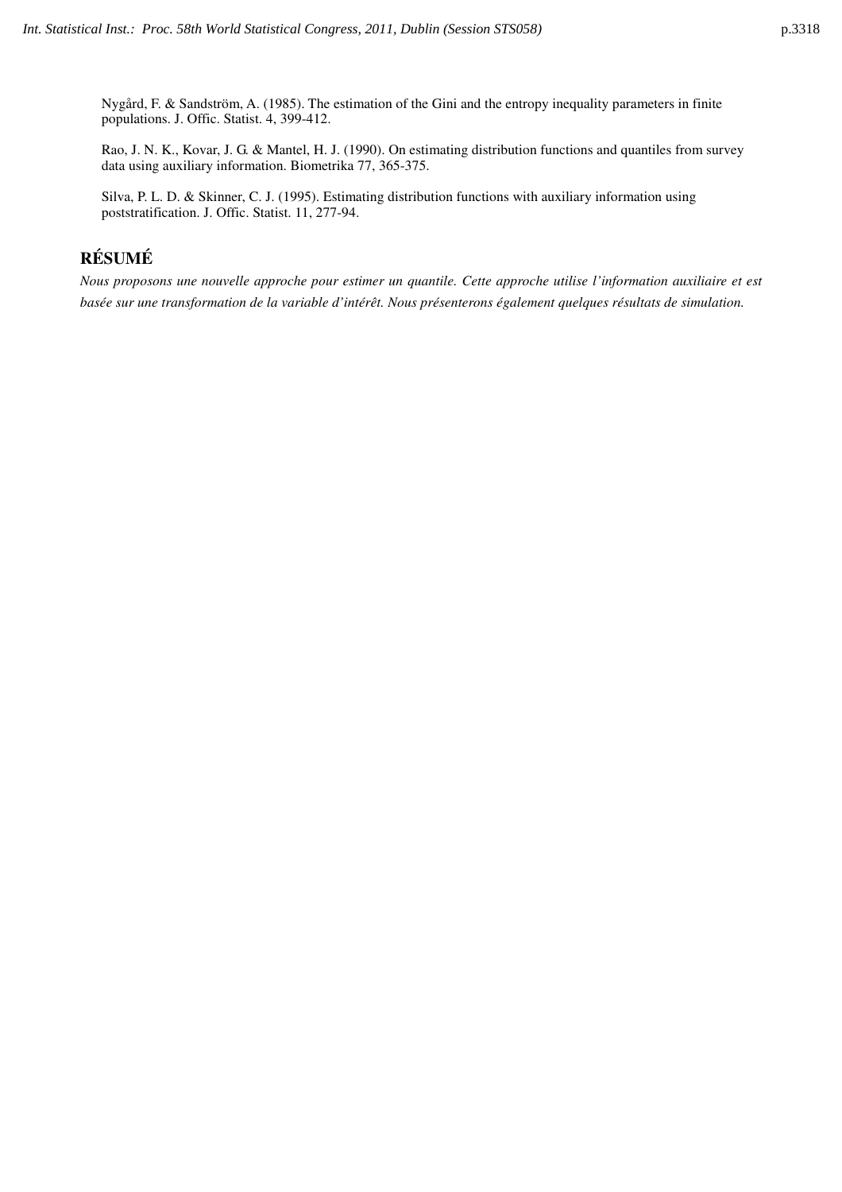Nygård, F. & Sandström, A. (1985). The estimation of the Gini and the entropy inequality parameters in finite populations. J. Offic. Statist. 4, 399-412.

Rao, J. N. K., Kovar, J. G. & Mantel, H. J. (1990). On estimating distribution functions and quantiles from survey data using auxiliary information. Biometrika 77, 365-375.

Silva, P. L. D. & Skinner, C. J. (1995). Estimating distribution functions with auxiliary information using poststratification. J. Offic. Statist. 11, 277-94.

## RÉSUMÉ

*Nous proposons une nouvelle approche pour estimer un quantile. Cette approche utilise l'information auxiliaire et est basée sur une transformation de la variable d'intérêt. Nous présenterons également quelques résultats de simulation.*